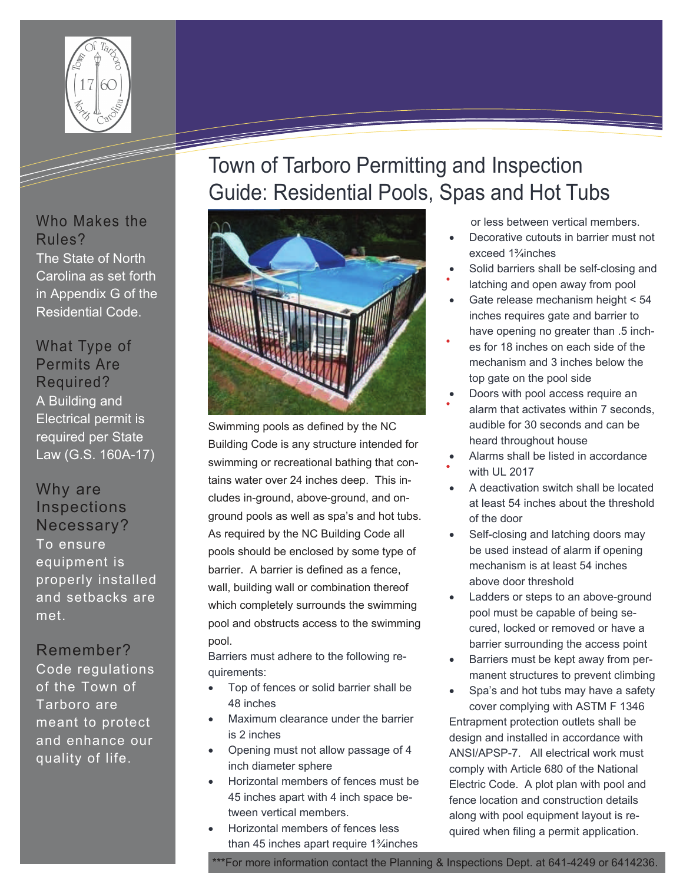# Town of Tarboro Permitting and Inspection Guide: Residential Pools, Spas and Hot Tubs

### Who Makes the Rules?

The State of North Carolina as set forth in Appendix G of the Residential Code.

### What Type of Permits Are Required?

A Building and Electrical permit is required per State Law (G.S. 160A-17)

### Why are Inspections Necessary?

To ensure equipment is properly installed and setbacks are met.

### Remember?

Code regulations of the Town of Tarboro are meant to protect and enhance our quality of life.

Swimming pools as defined by the NC Building Code is any structure intended for swimming or recreational bathing that contains water over 24 inches deep. This includes in-ground, above-ground, and on-ground pools as well as spa's and hot tubs. As required by the NC Building Code all pools should be enclosed by some type of barrier. A barrier is defined as a fence, wall, building wall or combination thereof which completely surrounds the swimming pool and obstructs access to the swimming pool.

Barriers must adhere to the following requirements:

- Top of fences or solid barrier shall be 48 inches
- Maximum clearance under the barrier is 2 inches
- Opening must not allow passage of 4 inch diameter sphere
- Horizontal members of fences must be 45 inches apart with 4 inch space between vertical members.
- Horizontal members of fences less than 45 inches apart require 1¾inches or less between vertical members.
- Decorative cutouts in barrier must not exceed 1¾inches
- Solid barriers shall be self-closing and latching and open away from pool
- Gate release mechanism height < 54 inches requires gate and barrier to have opening no greater than .5 inches for 18 inches on each side of the mechanism and 3 inches below the top gate on the pool side
- Doors with pool access require an alarm that activates within 7 seconds, audible for 30 seconds and can be heard throughout house
- Alarms shall be listed in accordance with UL 2017
- A deactivation switch shall be located at least 54 inches about the threshold of the door
- Self-closing and latching doors may be used instead of alarm if opening mechanism is at least 54 inches above door threshold
- Ladders or steps to an above-ground pool must be capable of being secured, locked or removed or have a barrier surrounding the access point
- Barriers must be kept away from permanent structures to prevent climbing
- Spa's and hot tubs may have a safety cover complying with ASTM F 1346

Entrapment protection outlets shall be design and installed in accordance with ANSI/APSP-7. All electrical work must comply with Article 680 of the National Electric Code. A plot plan with pool and fence location and construction details along with pool equipment layout is required when filing a permit application.

***For more information contact the Planning & Inspections Dept. at 641-4249 or 6414236.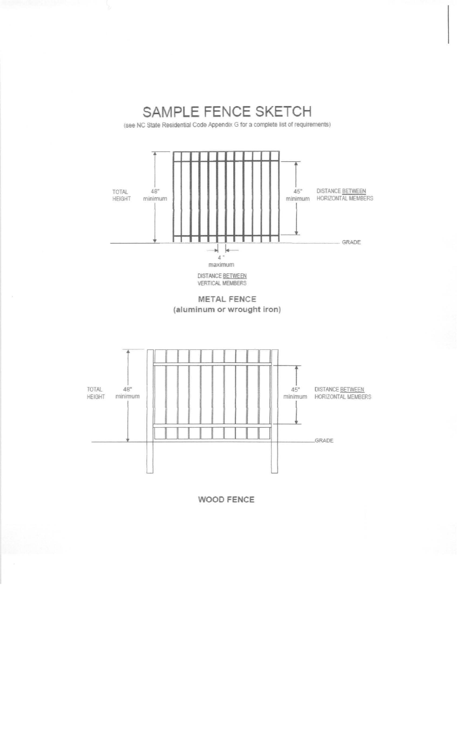# SAMPLE FENCE SKETCH

(see NC State Residential Code Appendix G for a complete list of requirements)

TOTAL HEIGHT

48" minimum

45" minimum

DISTANCE BETWEEN HORIZONTAL MEMBERS

GRADE

4" maximum

DISTANCE BETWEEN VERTICAL MEMBERS

**METAL FENCE**
**(aluminum or wrought iron)**

TOTAL HEIGHT

48" minimum

45" minimum

DISTANCE BETWEEN HORIZONTAL MEMBERS

GRADE

**WOOD FENCE**